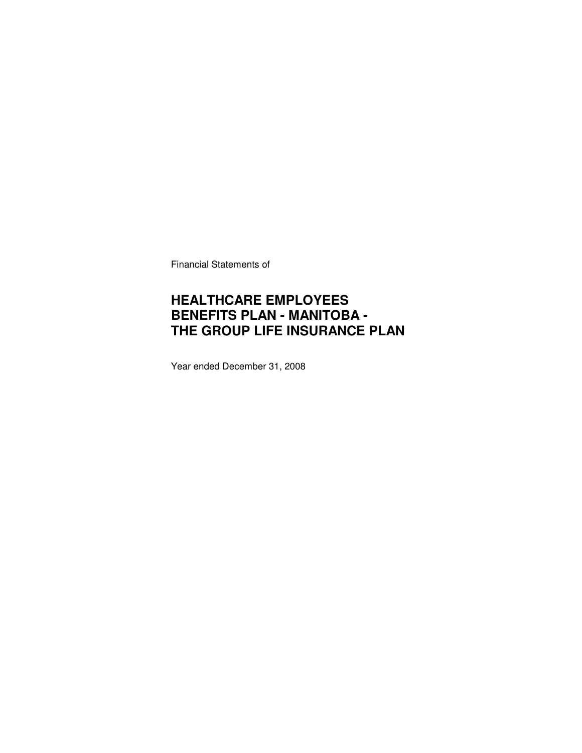Financial Statements of

# HEALTHCARE EMPLOYEES BENEFITS PLAN - MANITOBA - THE GROUP LIFE INSURANCE PLAN

Year ended December 31, 2008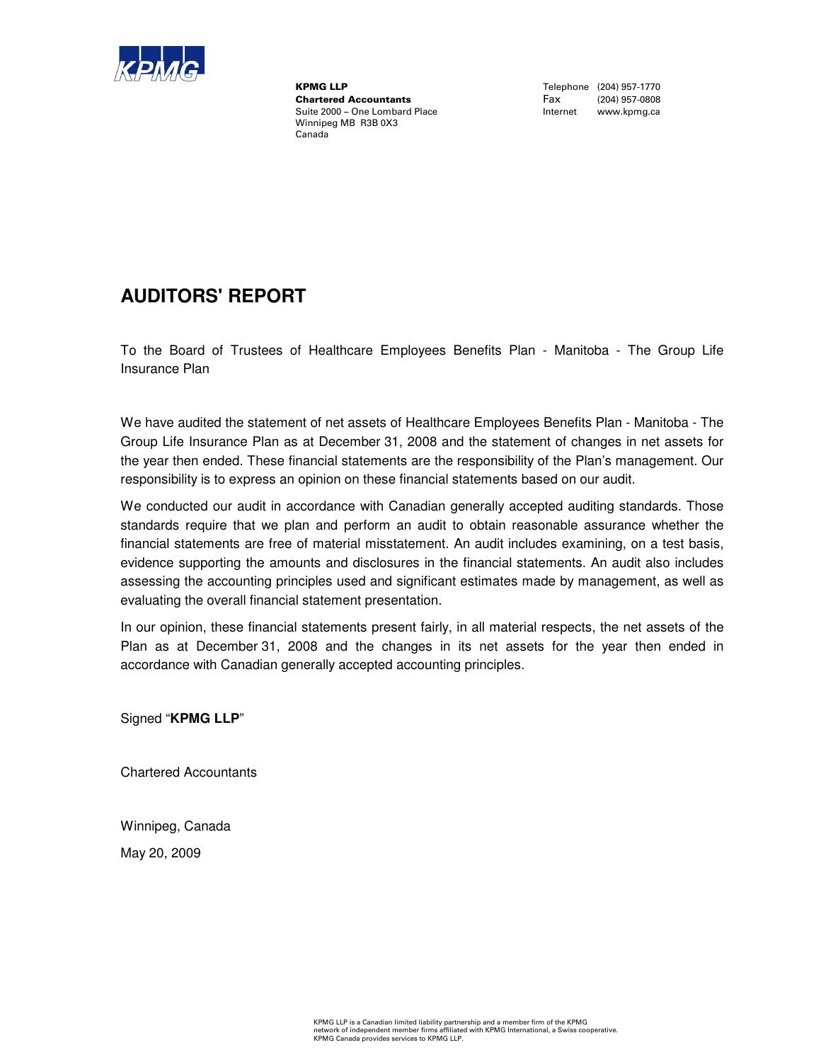**KPMG LLP**
**Chartered Accountants**
Suite 2000 – One Lombard Place
Winnipeg MB R3B 0X3
Canada

Telephone (204) 957-1770
Fax (204) 957-0808
Internet www.kpmg.ca

# AUDITORS' REPORT

To the Board of Trustees of Healthcare Employees Benefits Plan - Manitoba - The Group Life Insurance Plan

We have audited the statement of net assets of Healthcare Employees Benefits Plan - Manitoba - The Group Life Insurance Plan as at December 31, 2008 and the statement of changes in net assets for the year then ended. These financial statements are the responsibility of the Plan's management. Our responsibility is to express an opinion on these financial statements based on our audit.

We conducted our audit in accordance with Canadian generally accepted auditing standards. Those standards require that we plan and perform an audit to obtain reasonable assurance whether the financial statements are free of material misstatement. An audit includes examining, on a test basis, evidence supporting the amounts and disclosures in the financial statements. An audit also includes assessing the accounting principles used and significant estimates made by management, as well as evaluating the overall financial statement presentation.

In our opinion, these financial statements present fairly, in all material respects, the net assets of the Plan as at December 31, 2008 and the changes in its net assets for the year then ended in accordance with Canadian generally accepted accounting principles.

Signed "**KPMG LLP**"

Chartered Accountants

Winnipeg, Canada

May 20, 2009

KPMG LLP is a Canadian limited liability partnership and a member firm of the KPMG network of independent member firms affiliated with KPMG International, a Swiss cooperative. KPMG Canada provides services to KPMG LLP.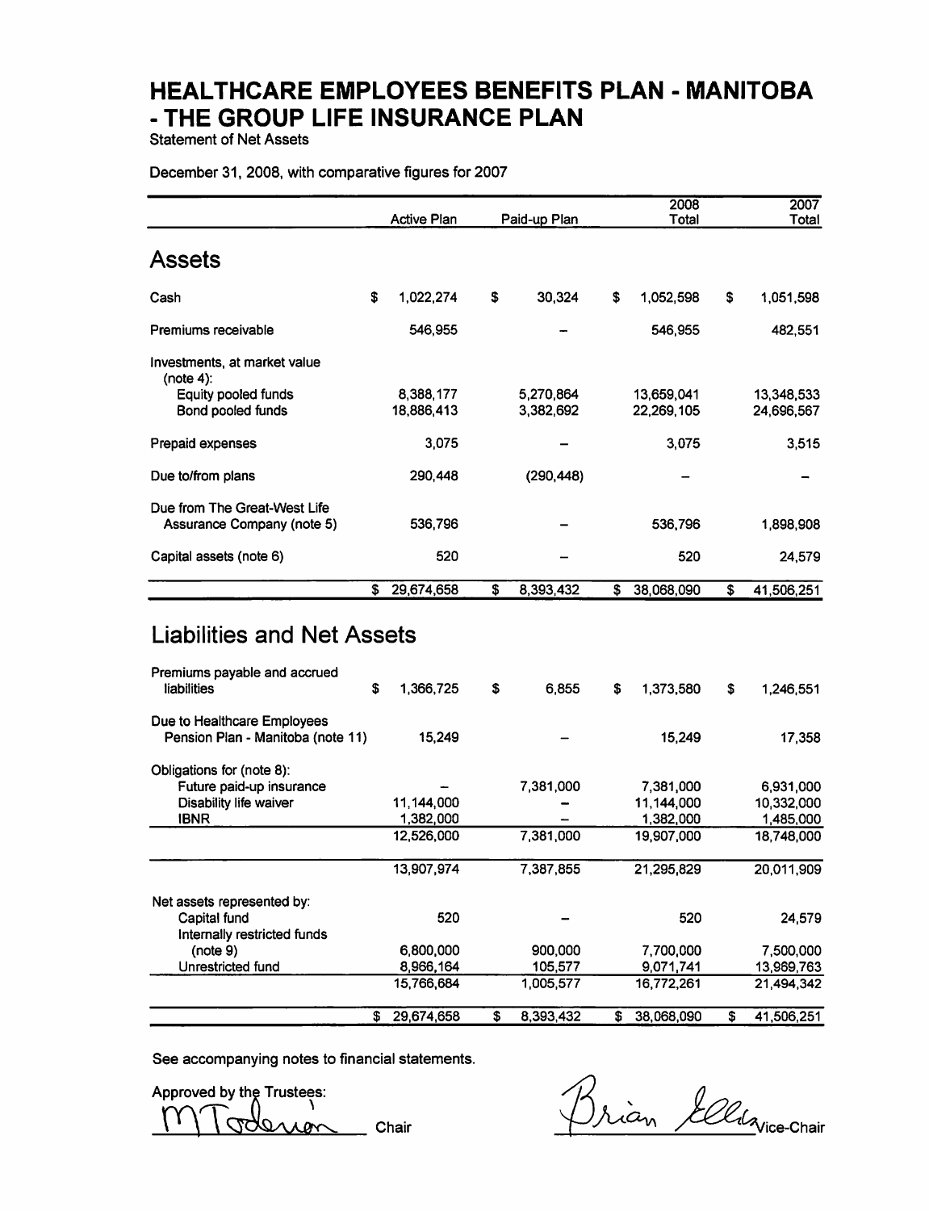# HEALTHCARE EMPLOYEES BENEFITS PLAN - MANITOBA - THE GROUP LIFE INSURANCE PLAN

Statement of Net Assets

December 31, 2008, with comparative figures for 2007

| | Active Plan | Paid-up Plan | 2008 Total | 2007 Total |
|---|---|---|---|---|
| **Assets** | | | | |
| Cash | $ 1,022,274 | $ 30,324 | $ 1,052,598 | $ 1,051,598 |
| Premiums receivable | 546,955 | – | 546,955 | 482,551 |
| Investments, at market value (note 4): | | | | |
| Equity pooled funds | 8,388,177 | 5,270,864 | 13,659,041 | 13,348,533 |
| Bond pooled funds | 18,886,413 | 3,382,692 | 22,269,105 | 24,696,567 |
| Prepaid expenses | 3,075 | – | 3,075 | 3,515 |
| Due to/from plans | 290,448 | (290,448) | – | – |
| Due from The Great-West Life Assurance Company (note 5) | 536,796 | – | 536,796 | 1,898,908 |
| Capital assets (note 6) | 520 | – | 520 | 24,579 |
| | $ 29,674,658 | $ 8,393,432 | $ 38,068,090 | $ 41,506,251 |
| **Liabilities and Net Assets** | | | | |
| Premiums payable and accrued liabilities | $ 1,366,725 | $ 6,855 | $ 1,373,580 | $ 1,246,551 |
| Due to Healthcare Employees Pension Plan - Manitoba (note 11) | 15,249 | – | 15,249 | 17,358 |
| Obligations for (note 8): | | | | |
| Future paid-up insurance | – | 7,381,000 | 7,381,000 | 6,931,000 |
| Disability life waiver | 11,144,000 | – | 11,144,000 | 10,332,000 |
| IBNR | 1,382,000 | – | 1,382,000 | 1,485,000 |
| | 12,526,000 | 7,381,000 | 19,907,000 | 18,748,000 |
| | 13,907,974 | 7,387,855 | 21,295,829 | 20,011,909 |
| Net assets represented by: | | | | |
| Capital fund | 520 | – | 520 | 24,579 |
| Internally restricted funds (note 9) | 6,800,000 | 900,000 | 7,700,000 | 7,500,000 |
| Unrestricted fund | 8,966,164 | 105,577 | 9,071,741 | 13,969,763 |
| | 15,766,684 | 1,005,577 | 16,772,261 | 21,494,342 |
| | $ 29,674,658 | $ 8,393,432 | $ 38,068,090 | $ 41,506,251 |

See accompanying notes to financial statements.

Approved by the Trustees:

M Toderian, Chair

Brian Ellis, Vice-Chair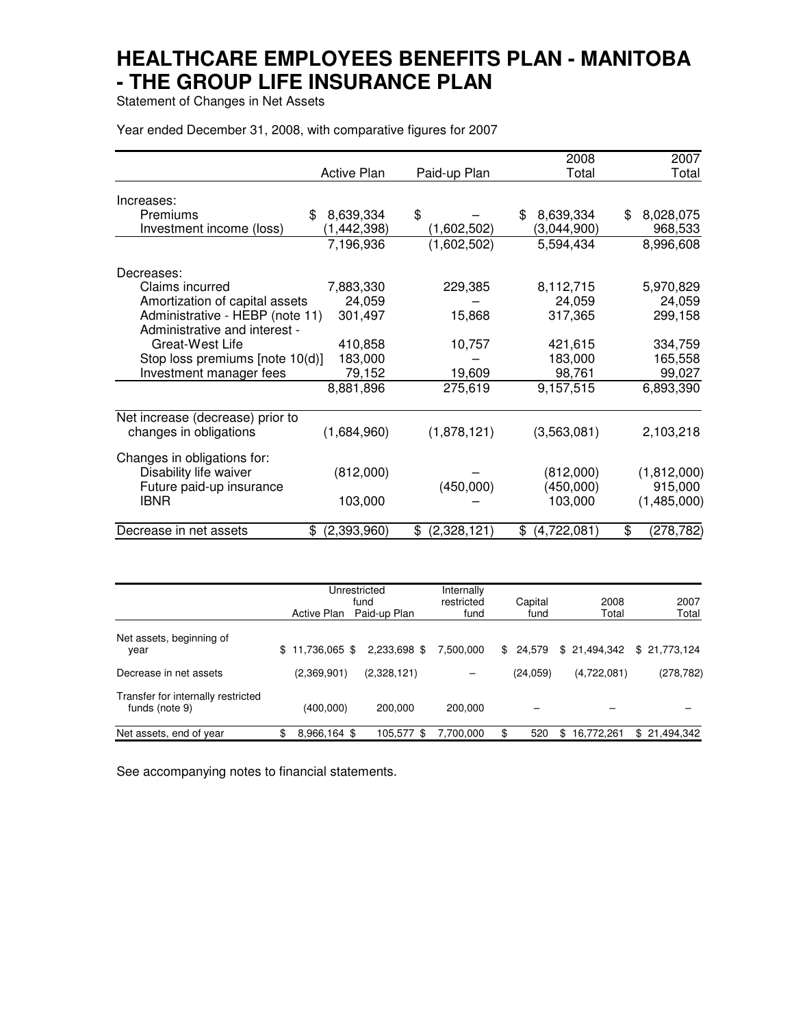# HEALTHCARE EMPLOYEES BENEFITS PLAN - MANITOBA - THE GROUP LIFE INSURANCE PLAN

Statement of Changes in Net Assets

Year ended December 31, 2008, with comparative figures for 2007

| | Active Plan | Paid-up Plan | 2008 Total | 2007 Total |
|---|---|---|---|---|
| Increases: | | | | |
| Premiums | $ 8,639,334 | $ – | $ 8,639,334 | $ 8,028,075 |
| Investment income (loss) | (1,442,398) | (1,602,502) | (3,044,900) | 968,533 |
| | 7,196,936 | (1,602,502) | 5,594,434 | 8,996,608 |
| Decreases: | | | | |
| Claims incurred | 7,883,330 | 229,385 | 8,112,715 | 5,970,829 |
| Amortization of capital assets | 24,059 | – | 24,059 | 24,059 |
| Administrative - HEBP (note 11) | 301,497 | 15,868 | 317,365 | 299,158 |
| Administrative and interest - Great-West Life | 410,858 | 10,757 | 421,615 | 334,759 |
| Stop loss premiums [note 10(d)] | 183,000 | – | 183,000 | 165,558 |
| Investment manager fees | 79,152 | 19,609 | 98,761 | 99,027 |
| | 8,881,896 | 275,619 | 9,157,515 | 6,893,390 |
| Net increase (decrease) prior to changes in obligations | (1,684,960) | (1,878,121) | (3,563,081) | 2,103,218 |
| Changes in obligations for: | | | | |
| Disability life waiver | (812,000) | – | (812,000) | (1,812,000) |
| Future paid-up insurance | | (450,000) | (450,000) | 915,000 |
| IBNR | 103,000 | – | 103,000 | (1,485,000) |
| Decrease in net assets | $ (2,393,960) | $ (2,328,121) | $ (4,722,081) | $ (278,782) |

| | Unrestricted fund | | Internally restricted fund | Capital fund | 2008 Total | 2007 Total |
|---|---|---|---|---|---|---|
| | Active Plan | Paid-up Plan | | | | |
| Net assets, beginning of year | $ 11,736,065 | $ 2,233,698 | $ 7,500,000 | $ 24,579 | $ 21,494,342 | $ 21,773,124 |
| Decrease in net assets | (2,369,901) | (2,328,121) | – | (24,059) | (4,722,081) | (278,782) |
| Transfer for internally restricted funds (note 9) | (400,000) | 200,000 | 200,000 | – | – | – |
| Net assets, end of year | $ 8,966,164 | $ 105,577 | $ 7,700,000 | $ 520 | $ 16,772,261 | $ 21,494,342 |

See accompanying notes to financial statements.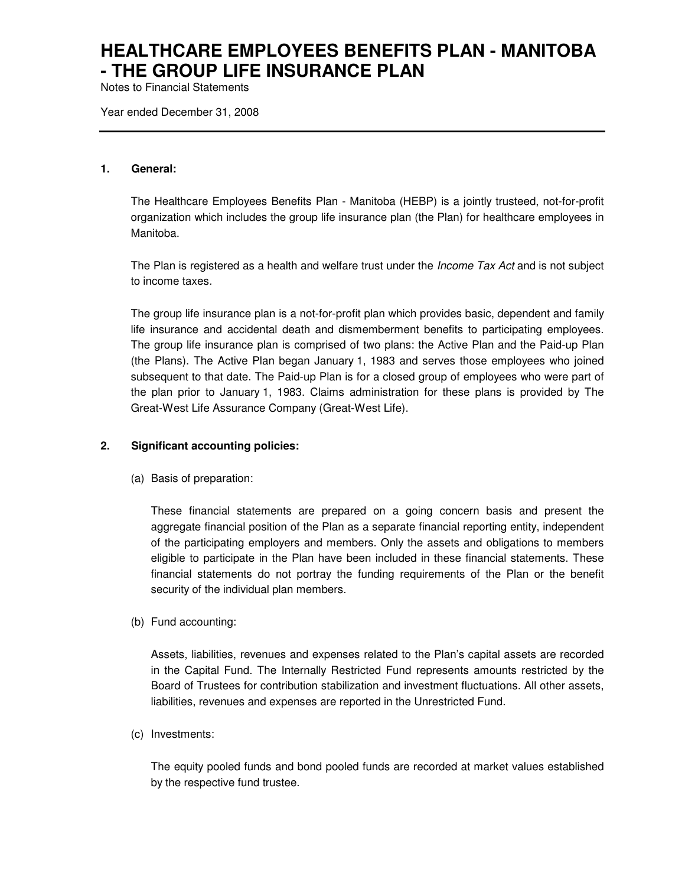# HEALTHCARE EMPLOYEES BENEFITS PLAN - MANITOBA - THE GROUP LIFE INSURANCE PLAN

Notes to Financial Statements

Year ended December 31, 2008

---

**1. General:**

The Healthcare Employees Benefits Plan - Manitoba (HEBP) is a jointly trusteed, not-for-profit organization which includes the group life insurance plan (the Plan) for healthcare employees in Manitoba.

The Plan is registered as a health and welfare trust under the *Income Tax Act* and is not subject to income taxes.

The group life insurance plan is a not-for-profit plan which provides basic, dependent and family life insurance and accidental death and dismemberment benefits to participating employees. The group life insurance plan is comprised of two plans: the Active Plan and the Paid-up Plan (the Plans). The Active Plan began January 1, 1983 and serves those employees who joined subsequent to that date. The Paid-up Plan is for a closed group of employees who were part of the plan prior to January 1, 1983. Claims administration for these plans is provided by The Great-West Life Assurance Company (Great-West Life).

**2. Significant accounting policies:**

(a) Basis of preparation:

These financial statements are prepared on a going concern basis and present the aggregate financial position of the Plan as a separate financial reporting entity, independent of the participating employers and members. Only the assets and obligations to members eligible to participate in the Plan have been included in these financial statements. These financial statements do not portray the funding requirements of the Plan or the benefit security of the individual plan members.

(b) Fund accounting:

Assets, liabilities, revenues and expenses related to the Plan's capital assets are recorded in the Capital Fund. The Internally Restricted Fund represents amounts restricted by the Board of Trustees for contribution stabilization and investment fluctuations. All other assets, liabilities, revenues and expenses are reported in the Unrestricted Fund.

(c) Investments:

The equity pooled funds and bond pooled funds are recorded at market values established by the respective fund trustee.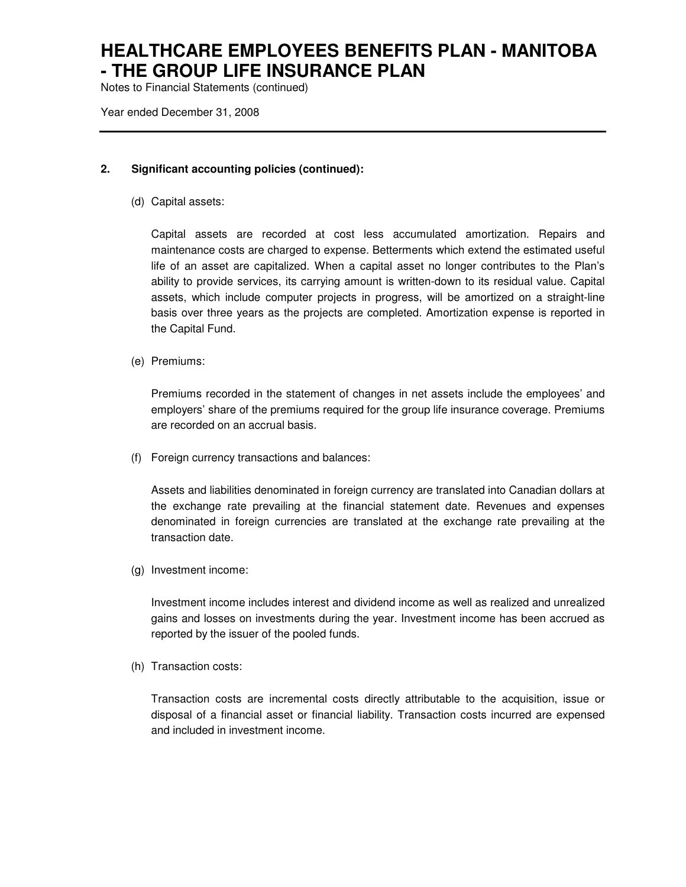## 2. Significant accounting policies (continued):

(d) Capital assets:

Capital assets are recorded at cost less accumulated amortization. Repairs and maintenance costs are charged to expense. Betterments which extend the estimated useful life of an asset are capitalized. When a capital asset no longer contributes to the Plan's ability to provide services, its carrying amount is written-down to its residual value. Capital assets, which include computer projects in progress, will be amortized on a straight-line basis over three years as the projects are completed. Amortization expense is reported in the Capital Fund.

(e) Premiums:

Premiums recorded in the statement of changes in net assets include the employees' and employers' share of the premiums required for the group life insurance coverage. Premiums are recorded on an accrual basis.

(f) Foreign currency transactions and balances:

Assets and liabilities denominated in foreign currency are translated into Canadian dollars at the exchange rate prevailing at the financial statement date. Revenues and expenses denominated in foreign currencies are translated at the exchange rate prevailing at the transaction date.

(g) Investment income:

Investment income includes interest and dividend income as well as realized and unrealized gains and losses on investments during the year. Investment income has been accrued as reported by the issuer of the pooled funds.

(h) Transaction costs:

Transaction costs are incremental costs directly attributable to the acquisition, issue or disposal of a financial asset or financial liability. Transaction costs incurred are expensed and included in investment income.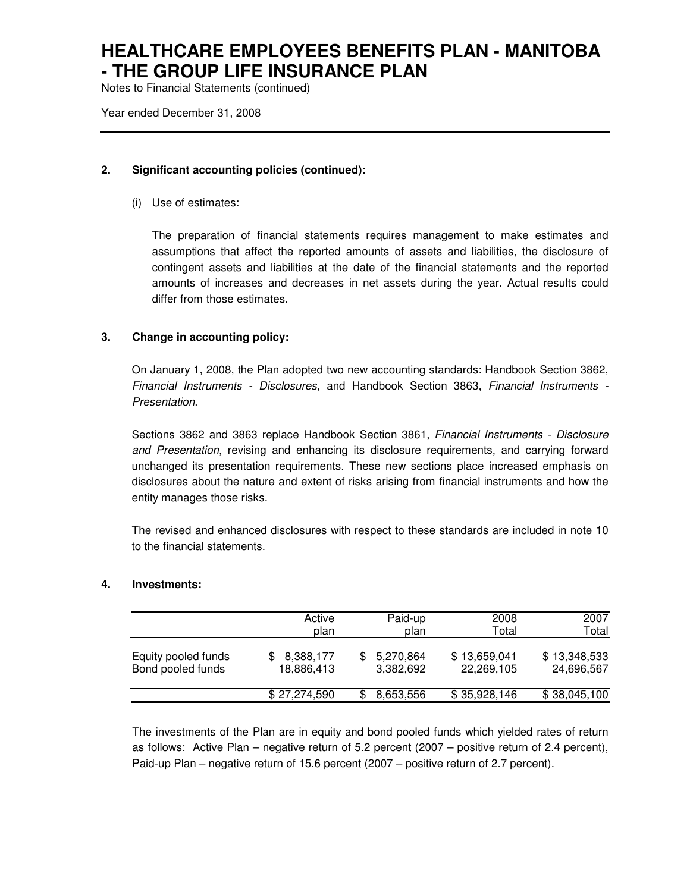# HEALTHCARE EMPLOYEES BENEFITS PLAN - MANITOBA - THE GROUP LIFE INSURANCE PLAN

Notes to Financial Statements (continued)

Year ended December 31, 2008

**2. Significant accounting policies (continued):**

(i) Use of estimates:

The preparation of financial statements requires management to make estimates and assumptions that affect the reported amounts of assets and liabilities, the disclosure of contingent assets and liabilities at the date of the financial statements and the reported amounts of increases and decreases in net assets during the year. Actual results could differ from those estimates.

**3. Change in accounting policy:**

On January 1, 2008, the Plan adopted two new accounting standards: Handbook Section 3862, *Financial Instruments - Disclosures*, and Handbook Section 3863, *Financial Instruments - Presentation*.

Sections 3862 and 3863 replace Handbook Section 3861, *Financial Instruments - Disclosure and Presentation*, revising and enhancing its disclosure requirements, and carrying forward unchanged its presentation requirements. These new sections place increased emphasis on disclosures about the nature and extent of risks arising from financial instruments and how the entity manages those risks.

The revised and enhanced disclosures with respect to these standards are included in note 10 to the financial statements.

**4. Investments:**

| | Active plan | Paid-up plan | 2008 Total | 2007 Total |
|---|---|---|---|---|
| Equity pooled funds | $ 8,388,177 | $ 5,270,864 | $ 13,659,041 | $ 13,348,533 |
| Bond pooled funds | 18,886,413 | 3,382,692 | 22,269,105 | 24,696,567 |
| | $ 27,274,590 | $ 8,653,556 | $ 35,928,146 | $ 38,045,100 |

The investments of the Plan are in equity and bond pooled funds which yielded rates of return as follows: Active Plan – negative return of 5.2 percent (2007 – positive return of 2.4 percent), Paid-up Plan – negative return of 15.6 percent (2007 – positive return of 2.7 percent).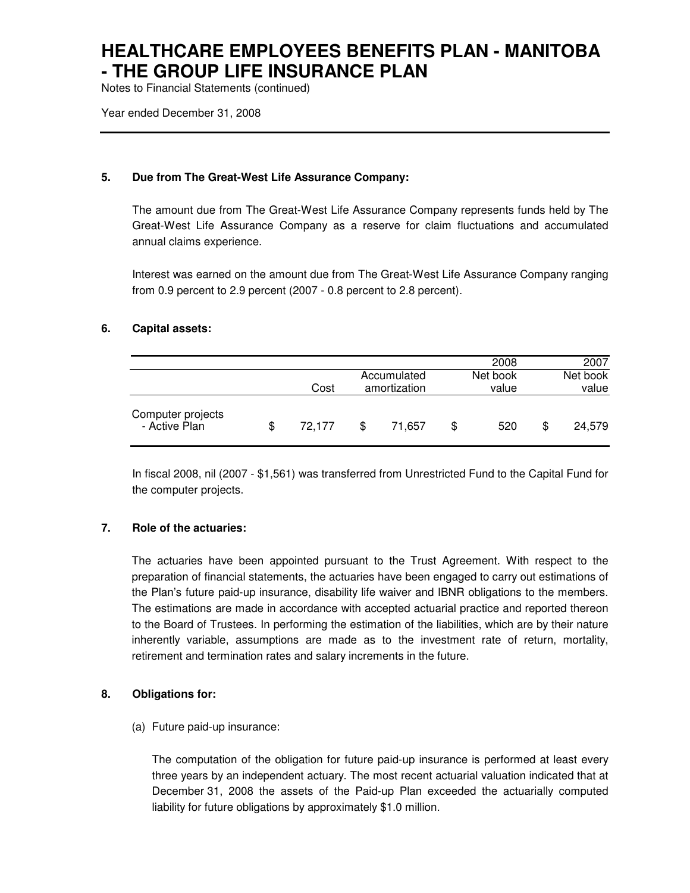### 5. Due from The Great-West Life Assurance Company:

The amount due from The Great-West Life Assurance Company represents funds held by The Great-West Life Assurance Company as a reserve for claim fluctuations and accumulated annual claims experience.

Interest was earned on the amount due from The Great-West Life Assurance Company ranging from 0.9 percent to 2.9 percent (2007 - 0.8 percent to 2.8 percent).

### 6. Capital assets:

| | Cost | Accumulated amortization | 2008 Net book value | 2007 Net book value |
|---|---|---|---|---|
| Computer projects - Active Plan | $ 72,177 | $ 71,657 | $ 520 | $ 24,579 |

In fiscal 2008, nil (2007 - $1,561) was transferred from Unrestricted Fund to the Capital Fund for the computer projects.

### 7. Role of the actuaries:

The actuaries have been appointed pursuant to the Trust Agreement. With respect to the preparation of financial statements, the actuaries have been engaged to carry out estimations of the Plan's future paid-up insurance, disability life waiver and IBNR obligations to the members. The estimations are made in accordance with accepted actuarial practice and reported thereon to the Board of Trustees. In performing the estimation of the liabilities, which are by their nature inherently variable, assumptions are made as to the investment rate of return, mortality, retirement and termination rates and salary increments in the future.

### 8. Obligations for:

(a) Future paid-up insurance:

The computation of the obligation for future paid-up insurance is performed at least every three years by an independent actuary. The most recent actuarial valuation indicated that at December 31, 2008 the assets of the Paid-up Plan exceeded the actuarially computed liability for future obligations by approximately $1.0 million.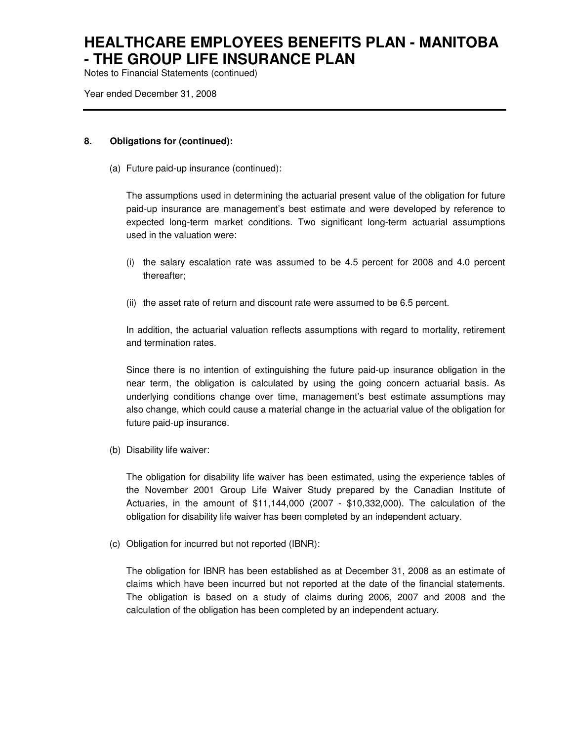### 8. Obligations for (continued):

(a) Future paid-up insurance (continued):

The assumptions used in determining the actuarial present value of the obligation for future paid-up insurance are management's best estimate and were developed by reference to expected long-term market conditions. Two significant long-term actuarial assumptions used in the valuation were:

(i) the salary escalation rate was assumed to be 4.5 percent for 2008 and 4.0 percent thereafter;

(ii) the asset rate of return and discount rate were assumed to be 6.5 percent.

In addition, the actuarial valuation reflects assumptions with regard to mortality, retirement and termination rates.

Since there is no intention of extinguishing the future paid-up insurance obligation in the near term, the obligation is calculated by using the going concern actuarial basis. As underlying conditions change over time, management's best estimate assumptions may also change, which could cause a material change in the actuarial value of the obligation for future paid-up insurance.

(b) Disability life waiver:

The obligation for disability life waiver has been estimated, using the experience tables of the November 2001 Group Life Waiver Study prepared by the Canadian Institute of Actuaries, in the amount of $11,144,000 (2007 - $10,332,000). The calculation of the obligation for disability life waiver has been completed by an independent actuary.

(c) Obligation for incurred but not reported (IBNR):

The obligation for IBNR has been established as at December 31, 2008 as an estimate of claims which have been incurred but not reported at the date of the financial statements. The obligation is based on a study of claims during 2006, 2007 and 2008 and the calculation of the obligation has been completed by an independent actuary.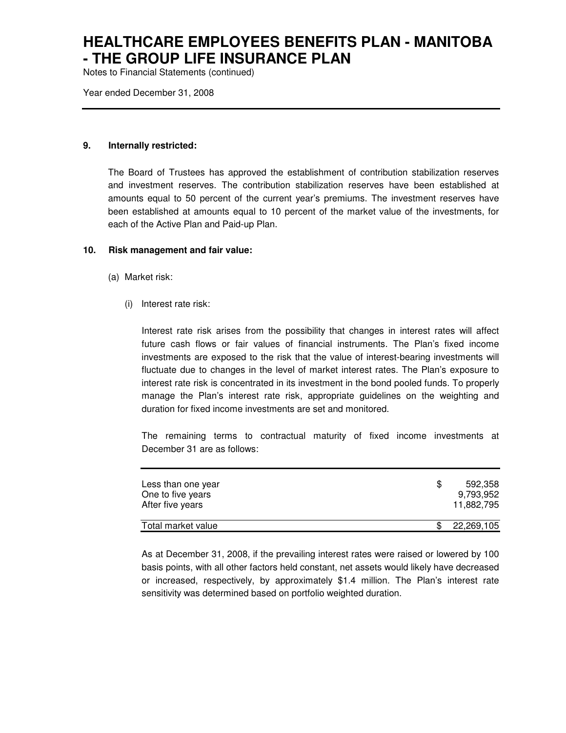# HEALTHCARE EMPLOYEES BENEFITS PLAN - MANITOBA - THE GROUP LIFE INSURANCE PLAN

Notes to Financial Statements (continued)

Year ended December 31, 2008

## 9. Internally restricted:

The Board of Trustees has approved the establishment of contribution stabilization reserves and investment reserves. The contribution stabilization reserves have been established at amounts equal to 50 percent of the current year's premiums. The investment reserves have been established at amounts equal to 10 percent of the market value of the investments, for each of the Active Plan and Paid-up Plan.

## 10. Risk management and fair value:

(a) Market risk:

(i) Interest rate risk:

Interest rate risk arises from the possibility that changes in interest rates will affect future cash flows or fair values of financial instruments. The Plan's fixed income investments are exposed to the risk that the value of interest-bearing investments will fluctuate due to changes in the level of market interest rates. The Plan's exposure to interest rate risk is concentrated in its investment in the bond pooled funds. To properly manage the Plan's interest rate risk, appropriate guidelines on the weighting and duration for fixed income investments are set and monitored.

The remaining terms to contractual maturity of fixed income investments at December 31 are as follows:

| | |
|---|---|
| Less than one year | $ 592,358 |
| One to five years | 9,793,952 |
| After five years | 11,882,795 |
| Total market value | $ 22,269,105 |

As at December 31, 2008, if the prevailing interest rates were raised or lowered by 100 basis points, with all other factors held constant, net assets would likely have decreased or increased, respectively, by approximately $1.4 million. The Plan's interest rate sensitivity was determined based on portfolio weighted duration.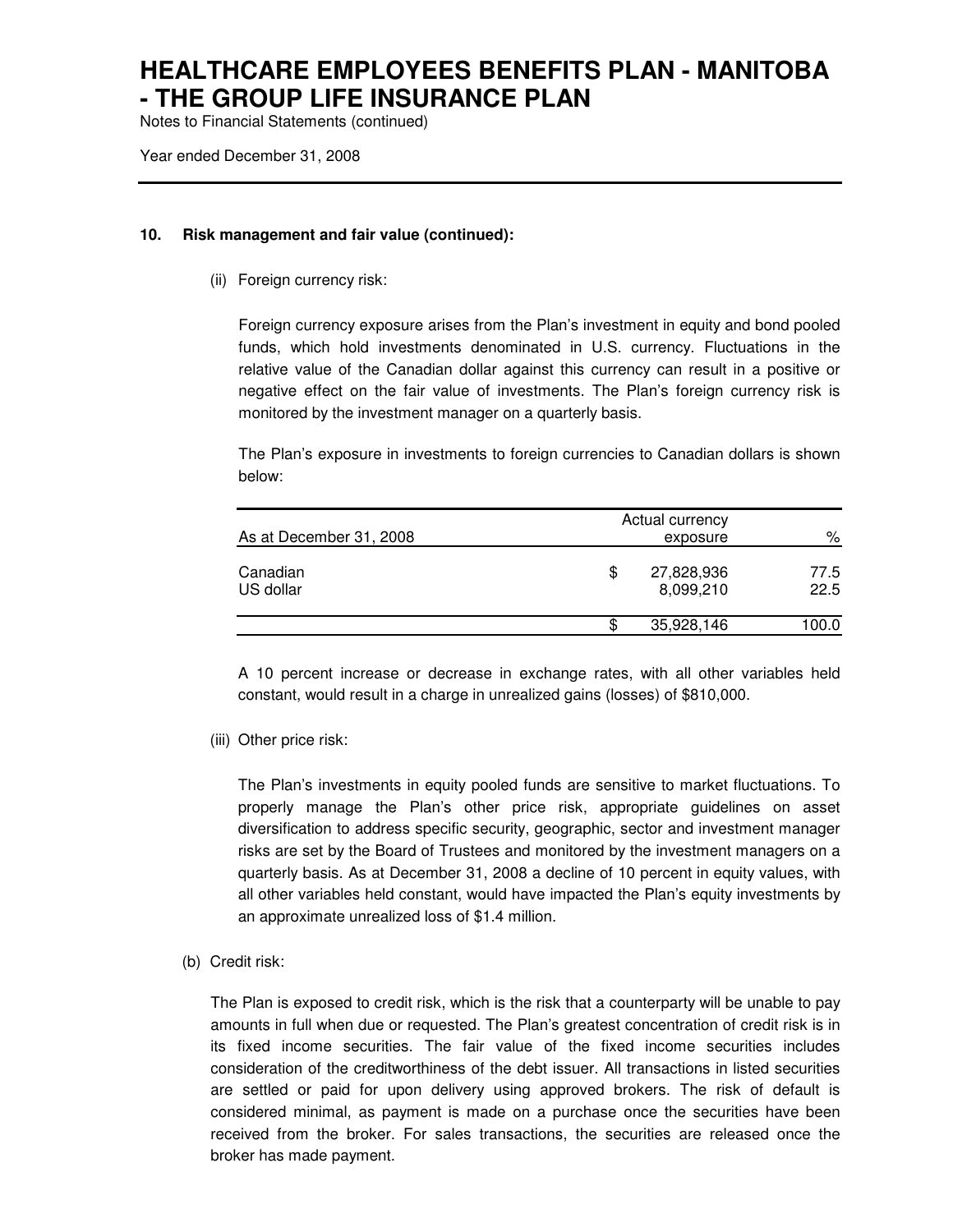# HEALTHCARE EMPLOYEES BENEFITS PLAN - MANITOBA - THE GROUP LIFE INSURANCE PLAN

Notes to Financial Statements (continued)

Year ended December 31, 2008

### 10. Risk management and fair value (continued):

(ii) Foreign currency risk:

Foreign currency exposure arises from the Plan's investment in equity and bond pooled funds, which hold investments denominated in U.S. currency. Fluctuations in the relative value of the Canadian dollar against this currency can result in a positive or negative effect on the fair value of investments. The Plan's foreign currency risk is monitored by the investment manager on a quarterly basis.

The Plan's exposure in investments to foreign currencies to Canadian dollars is shown below:

| As at December 31, 2008 | Actual currency exposure | % |
|---|---|---|
| Canadian | $ 27,828,936 | 77.5 |
| US dollar | 8,099,210 | 22.5 |
| | $ 35,928,146 | 100.0 |

A 10 percent increase or decrease in exchange rates, with all other variables held constant, would result in a charge in unrealized gains (losses) of $810,000.

(iii) Other price risk:

The Plan's investments in equity pooled funds are sensitive to market fluctuations. To properly manage the Plan's other price risk, appropriate guidelines on asset diversification to address specific security, geographic, sector and investment manager risks are set by the Board of Trustees and monitored by the investment managers on a quarterly basis. As at December 31, 2008 a decline of 10 percent in equity values, with all other variables held constant, would have impacted the Plan's equity investments by an approximate unrealized loss of $1.4 million.

(b) Credit risk:

The Plan is exposed to credit risk, which is the risk that a counterparty will be unable to pay amounts in full when due or requested. The Plan's greatest concentration of credit risk is in its fixed income securities. The fair value of the fixed income securities includes consideration of the creditworthiness of the debt issuer. All transactions in listed securities are settled or paid for upon delivery using approved brokers. The risk of default is considered minimal, as payment is made on a purchase once the securities have been received from the broker. For sales transactions, the securities are released once the broker has made payment.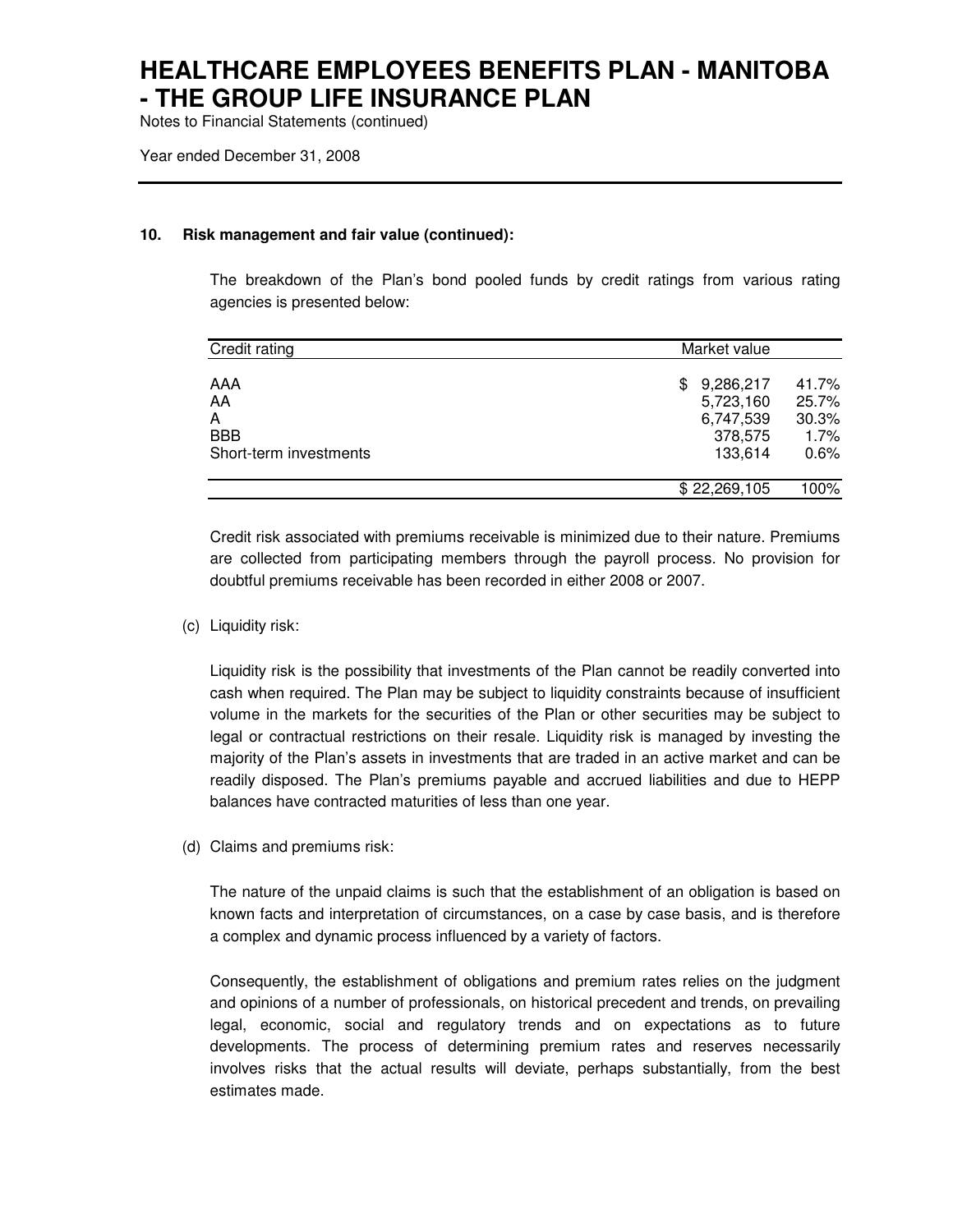# HEALTHCARE EMPLOYEES BENEFITS PLAN - MANITOBA - THE GROUP LIFE INSURANCE PLAN

Notes to Financial Statements (continued)

Year ended December 31, 2008

## 10. Risk management and fair value (continued):

The breakdown of the Plan's bond pooled funds by credit ratings from various rating agencies is presented below:

| Credit rating | Market value | |
|---|---|---|
| AAA | $ 9,286,217 | 41.7% |
| AA | 5,723,160 | 25.7% |
| A | 6,747,539 | 30.3% |
| BBB | 378,575 | 1.7% |
| Short-term investments | 133,614 | 0.6% |
| | $ 22,269,105 | 100% |

Credit risk associated with premiums receivable is minimized due to their nature. Premiums are collected from participating members through the payroll process. No provision for doubtful premiums receivable has been recorded in either 2008 or 2007.

(c) Liquidity risk:

Liquidity risk is the possibility that investments of the Plan cannot be readily converted into cash when required. The Plan may be subject to liquidity constraints because of insufficient volume in the markets for the securities of the Plan or other securities may be subject to legal or contractual restrictions on their resale. Liquidity risk is managed by investing the majority of the Plan's assets in investments that are traded in an active market and can be readily disposed. The Plan's premiums payable and accrued liabilities and due to HEPP balances have contracted maturities of less than one year.

(d) Claims and premiums risk:

The nature of the unpaid claims is such that the establishment of an obligation is based on known facts and interpretation of circumstances, on a case by case basis, and is therefore a complex and dynamic process influenced by a variety of factors.

Consequently, the establishment of obligations and premium rates relies on the judgment and opinions of a number of professionals, on historical precedent and trends, on prevailing legal, economic, social and regulatory trends and on expectations as to future developments. The process of determining premium rates and reserves necessarily involves risks that the actual results will deviate, perhaps substantially, from the best estimates made.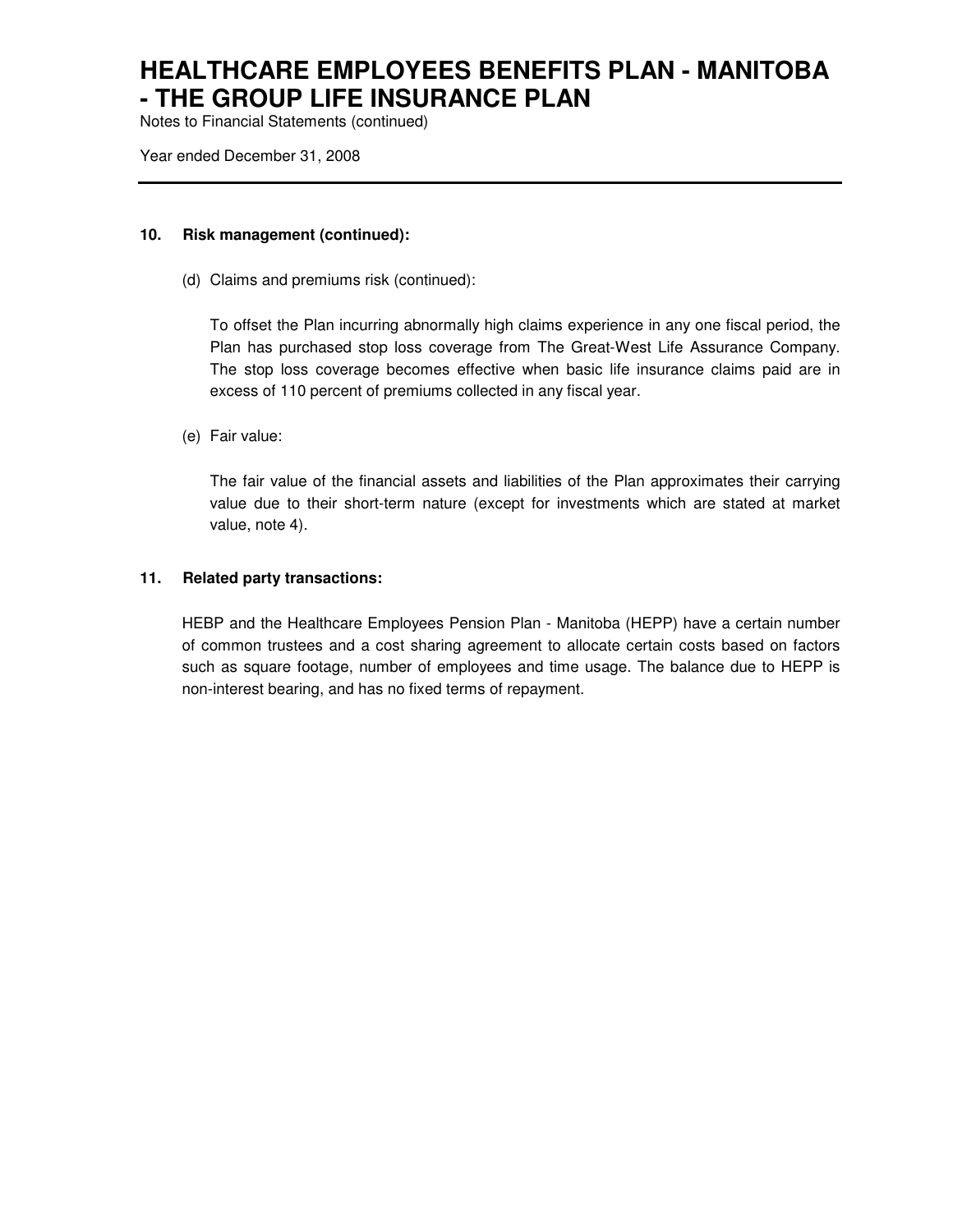### 10. Risk management (continued):

(d) Claims and premiums risk (continued):

To offset the Plan incurring abnormally high claims experience in any one fiscal period, the Plan has purchased stop loss coverage from The Great-West Life Assurance Company. The stop loss coverage becomes effective when basic life insurance claims paid are in excess of 110 percent of premiums collected in any fiscal year.

(e) Fair value:

The fair value of the financial assets and liabilities of the Plan approximates their carrying value due to their short-term nature (except for investments which are stated at market value, note 4).

### 11. Related party transactions:

HEBP and the Healthcare Employees Pension Plan - Manitoba (HEPP) have a certain number of common trustees and a cost sharing agreement to allocate certain costs based on factors such as square footage, number of employees and time usage. The balance due to HEPP is non-interest bearing, and has no fixed terms of repayment.